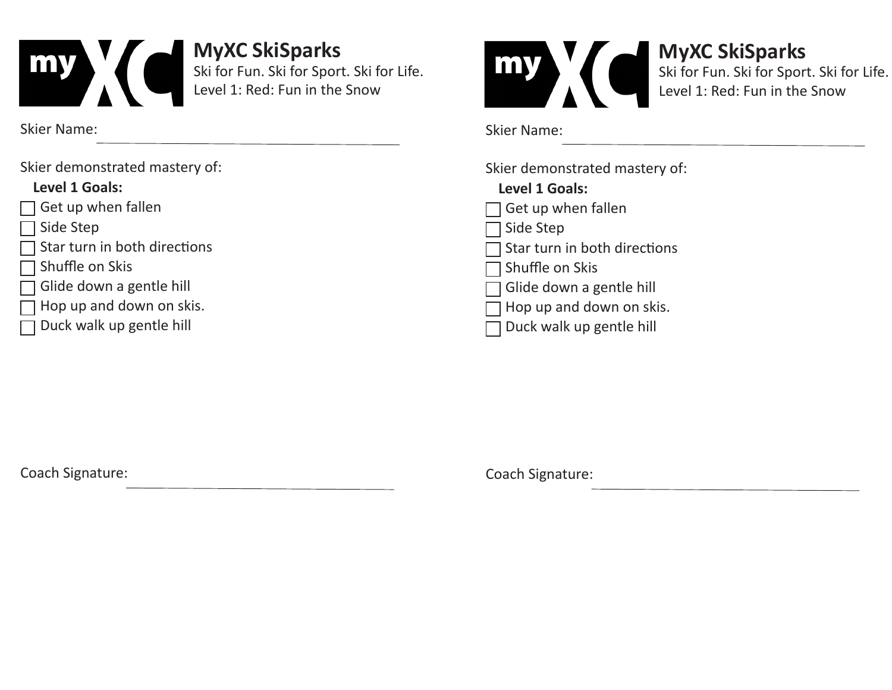## MyXC SkiSparks

Ski for Fun. Ski for Sport. Ski for Life.
Level 1: Red: Fun in the Snow

Skier Name: ______________________________

Skier demonstrated mastery of:

**Level 1 Goals:**

- ☐ Get up when fallen
- ☐ Side Step
- ☐ Star turn in both directions
- ☐ Shuffle on Skis
- ☐ Glide down a gentle hill
- ☐ Hop up and down on skis.
- ☐ Duck walk up gentle hill

Coach Signature: ______________________________

## MyXC SkiSparks

Ski for Fun. Ski for Sport. Ski for Life.
Level 1: Red: Fun in the Snow

Skier Name: ______________________________

Skier demonstrated mastery of:

**Level 1 Goals:**

- ☐ Get up when fallen
- ☐ Side Step
- ☐ Star turn in both directions
- ☐ Shuffle on Skis
- ☐ Glide down a gentle hill
- ☐ Hop up and down on skis.
- ☐ Duck walk up gentle hill

Coach Signature: ______________________________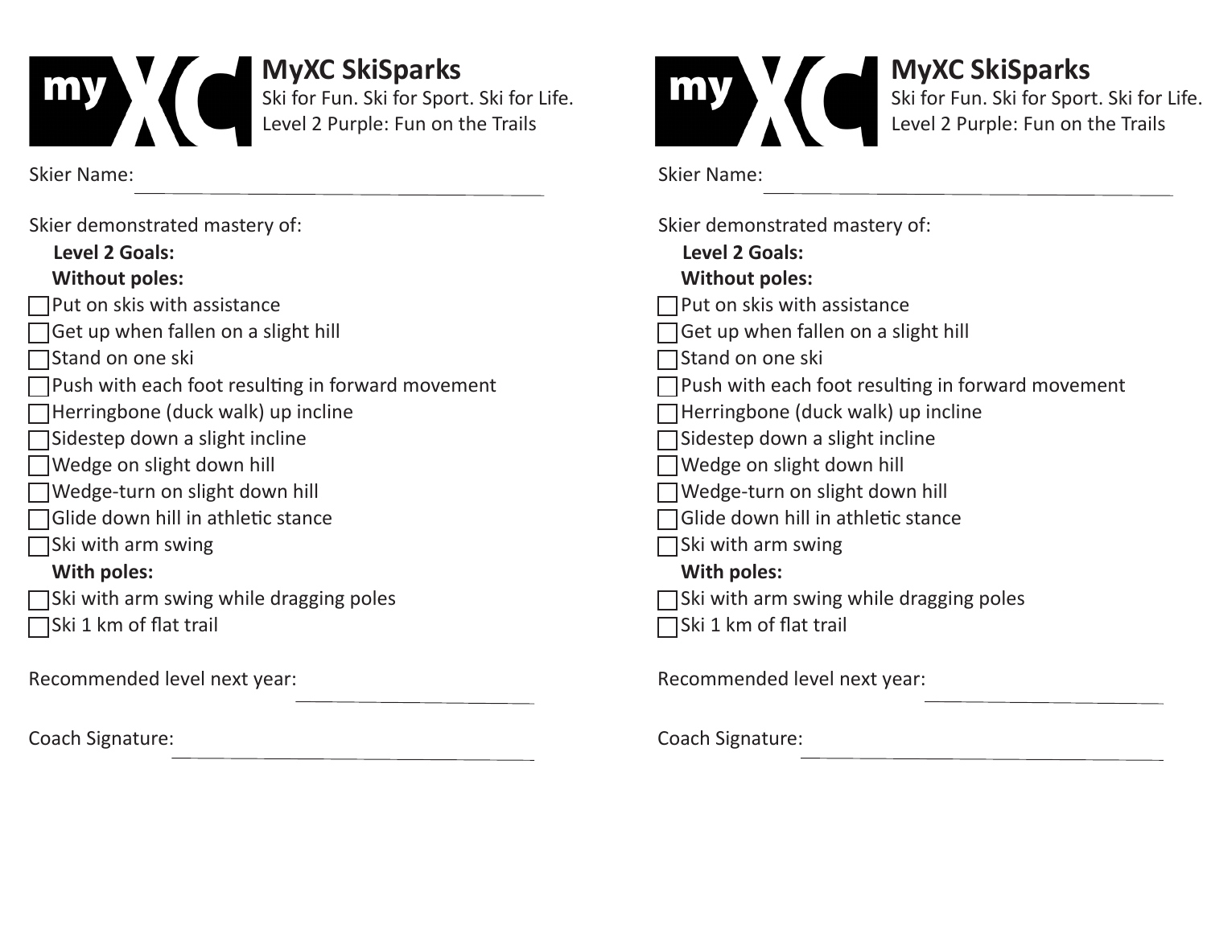## MyXC SkiSparks

Ski for Fun. Ski for Sport. Ski for Life.
Level 2 Purple: Fun on the Trails

Skier Name: ______________________________

Skier demonstrated mastery of:

**Level 2 Goals:**

**Without poles:**

- ☐ Put on skis with assistance
- ☐ Get up when fallen on a slight hill
- ☐ Stand on one ski
- ☐ Push with each foot resulting in forward movement
- ☐ Herringbone (duck walk) up incline
- ☐ Sidestep down a slight incline
- ☐ Wedge on slight down hill
- ☐ Wedge-turn on slight down hill
- ☐ Glide down hill in athletic stance
- ☐ Ski with arm swing

**With poles:**

- ☐ Ski with arm swing while dragging poles
- ☐ Ski 1 km of flat trail

Recommended level next year: ______________________________

Coach Signature: ______________________________

## MyXC SkiSparks

Ski for Fun. Ski for Sport. Ski for Life.
Level 2 Purple: Fun on the Trails

Skier Name: ______________________________

Skier demonstrated mastery of:

**Level 2 Goals:**

**Without poles:**

- ☐ Put on skis with assistance
- ☐ Get up when fallen on a slight hill
- ☐ Stand on one ski
- ☐ Push with each foot resulting in forward movement
- ☐ Herringbone (duck walk) up incline
- ☐ Sidestep down a slight incline
- ☐ Wedge on slight down hill
- ☐ Wedge-turn on slight down hill
- ☐ Glide down hill in athletic stance
- ☐ Ski with arm swing

**With poles:**

- ☐ Ski with arm swing while dragging poles
- ☐ Ski 1 km of flat trail

Recommended level next year: ______________________________

Coach Signature: ______________________________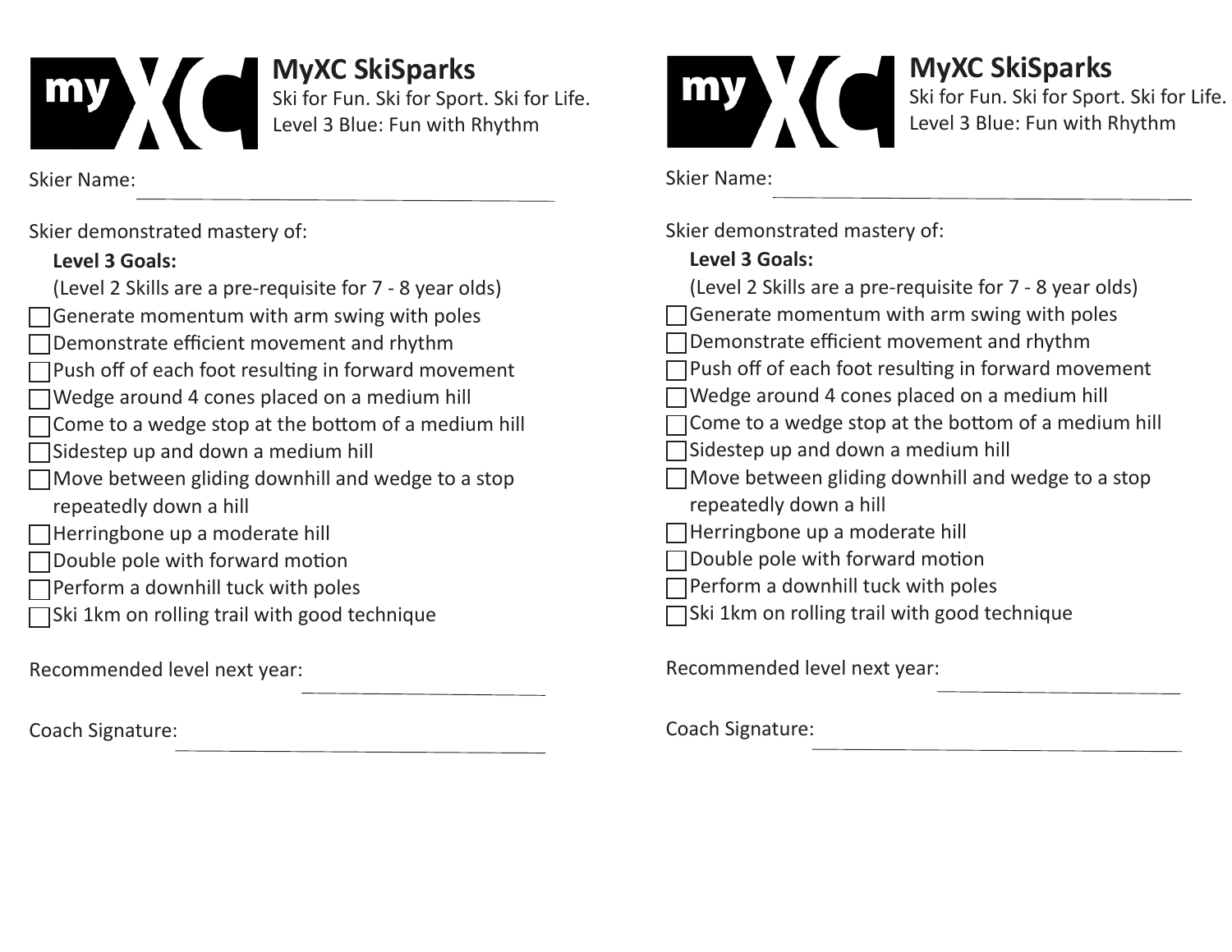## MyXC SkiSparks

Ski for Fun. Ski for Sport. Ski for Life.
Level 3 Blue: Fun with Rhythm

Skier Name: ______________________________

Skier demonstrated mastery of:

**Level 3 Goals:**

(Level 2 Skills are a pre-requisite for 7 - 8 year olds)

- [ ] Generate momentum with arm swing with poles
- [ ] Demonstrate efficient movement and rhythm
- [ ] Push off of each foot resulting in forward movement
- [ ] Wedge around 4 cones placed on a medium hill
- [ ] Come to a wedge stop at the bottom of a medium hill
- [ ] Sidestep up and down a medium hill
- [ ] Move between gliding downhill and wedge to a stop repeatedly down a hill
- [ ] Herringbone up a moderate hill
- [ ] Double pole with forward motion
- [ ] Perform a downhill tuck with poles
- [ ] Ski 1km on rolling trail with good technique

Recommended level next year: ______________________________

Coach Signature: ______________________________

## MyXC SkiSparks

Ski for Fun. Ski for Sport. Ski for Life.
Level 3 Blue: Fun with Rhythm

Skier Name: ______________________________

Skier demonstrated mastery of:

**Level 3 Goals:**

(Level 2 Skills are a pre-requisite for 7 - 8 year olds)

- [ ] Generate momentum with arm swing with poles
- [ ] Demonstrate efficient movement and rhythm
- [ ] Push off of each foot resulting in forward movement
- [ ] Wedge around 4 cones placed on a medium hill
- [ ] Come to a wedge stop at the bottom of a medium hill
- [ ] Sidestep up and down a medium hill
- [ ] Move between gliding downhill and wedge to a stop repeatedly down a hill
- [ ] Herringbone up a moderate hill
- [ ] Double pole with forward motion
- [ ] Perform a downhill tuck with poles
- [ ] Ski 1km on rolling trail with good technique

Recommended level next year: ______________________________

Coach Signature: ______________________________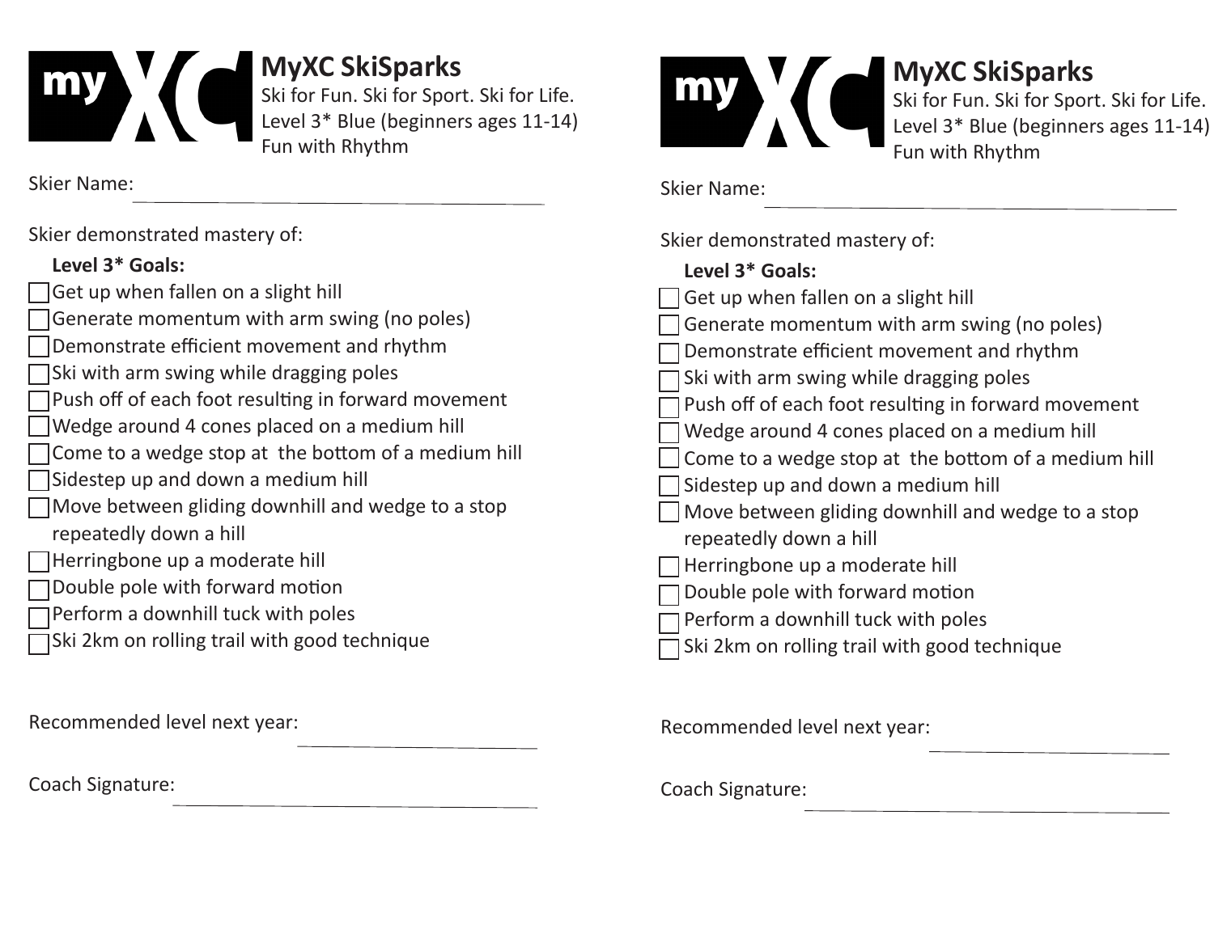## MyXC SkiSparks

Ski for Fun. Ski for Sport. Ski for Life.
Level 3* Blue (beginners ages 11-14)
Fun with Rhythm

Skier Name: ______________________________

Skier demonstrated mastery of:

**Level 3* Goals:**

- ☐ Get up when fallen on a slight hill
- ☐ Generate momentum with arm swing (no poles)
- ☐ Demonstrate efficient movement and rhythm
- ☐ Ski with arm swing while dragging poles
- ☐ Push off of each foot resulting in forward movement
- ☐ Wedge around 4 cones placed on a medium hill
- ☐ Come to a wedge stop at the bottom of a medium hill
- ☐ Sidestep up and down a medium hill
- ☐ Move between gliding downhill and wedge to a stop repeatedly down a hill
- ☐ Herringbone up a moderate hill
- ☐ Double pole with forward motion
- ☐ Perform a downhill tuck with poles
- ☐ Ski 2km on rolling trail with good technique

Recommended level next year: ____________________

Coach Signature: ______________________________

## MyXC SkiSparks

Ski for Fun. Ski for Sport. Ski for Life.
Level 3* Blue (beginners ages 11-14)
Fun with Rhythm

Skier Name: ______________________________

Skier demonstrated mastery of:

**Level 3* Goals:**

- ☐ Get up when fallen on a slight hill
- ☐ Generate momentum with arm swing (no poles)
- ☐ Demonstrate efficient movement and rhythm
- ☐ Ski with arm swing while dragging poles
- ☐ Push off of each foot resulting in forward movement
- ☐ Wedge around 4 cones placed on a medium hill
- ☐ Come to a wedge stop at the bottom of a medium hill
- ☐ Sidestep up and down a medium hill
- ☐ Move between gliding downhill and wedge to a stop repeatedly down a hill
- ☐ Herringbone up a moderate hill
- ☐ Double pole with forward motion
- ☐ Perform a downhill tuck with poles
- ☐ Ski 2km on rolling trail with good technique

Recommended level next year: ____________________

Coach Signature: ______________________________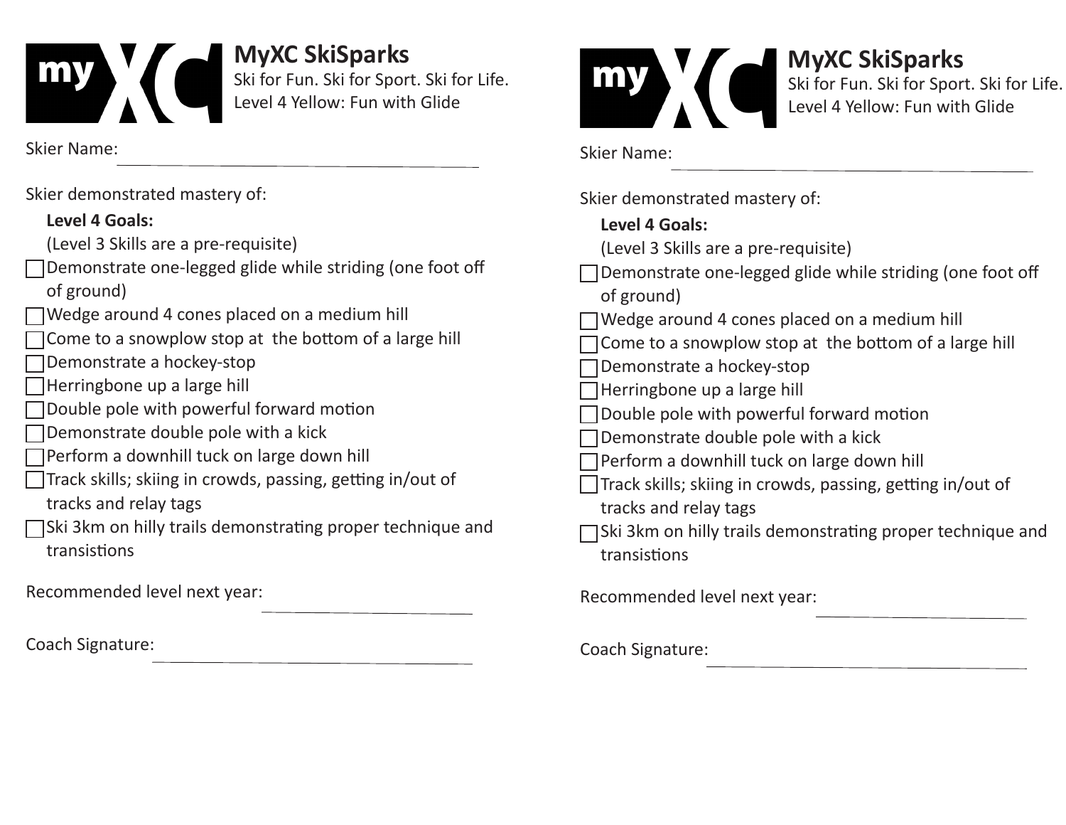## MyXC SkiSparks

Ski for Fun. Ski for Sport. Ski for Life.
Level 4 Yellow: Fun with Glide

Skier Name: ______________________________

Skier demonstrated mastery of:

**Level 4 Goals:**
(Level 3 Skills are a pre-requisite)

- [ ] Demonstrate one-legged glide while striding (one foot off of ground)
- [ ] Wedge around 4 cones placed on a medium hill
- [ ] Come to a snowplow stop at  the bottom of a large hill
- [ ] Demonstrate a hockey-stop
- [ ] Herringbone up a large hill
- [ ] Double pole with powerful forward motion
- [ ] Demonstrate double pole with a kick
- [ ] Perform a downhill tuck on large down hill
- [ ] Track skills; skiing in crowds, passing, getting in/out of tracks and relay tags
- [ ] Ski 3km on hilly trails demonstrating proper technique and transistions

Recommended level next year: ______________________________

Coach Signature: ______________________________

## MyXC SkiSparks

Ski for Fun. Ski for Sport. Ski for Life.
Level 4 Yellow: Fun with Glide

Skier Name: ______________________________

Skier demonstrated mastery of:

**Level 4 Goals:**
(Level 3 Skills are a pre-requisite)

- [ ] Demonstrate one-legged glide while striding (one foot off of ground)
- [ ] Wedge around 4 cones placed on a medium hill
- [ ] Come to a snowplow stop at  the bottom of a large hill
- [ ] Demonstrate a hockey-stop
- [ ] Herringbone up a large hill
- [ ] Double pole with powerful forward motion
- [ ] Demonstrate double pole with a kick
- [ ] Perform a downhill tuck on large down hill
- [ ] Track skills; skiing in crowds, passing, getting in/out of tracks and relay tags
- [ ] Ski 3km on hilly trails demonstrating proper technique and transistions

Recommended level next year: ______________________________

Coach Signature: ______________________________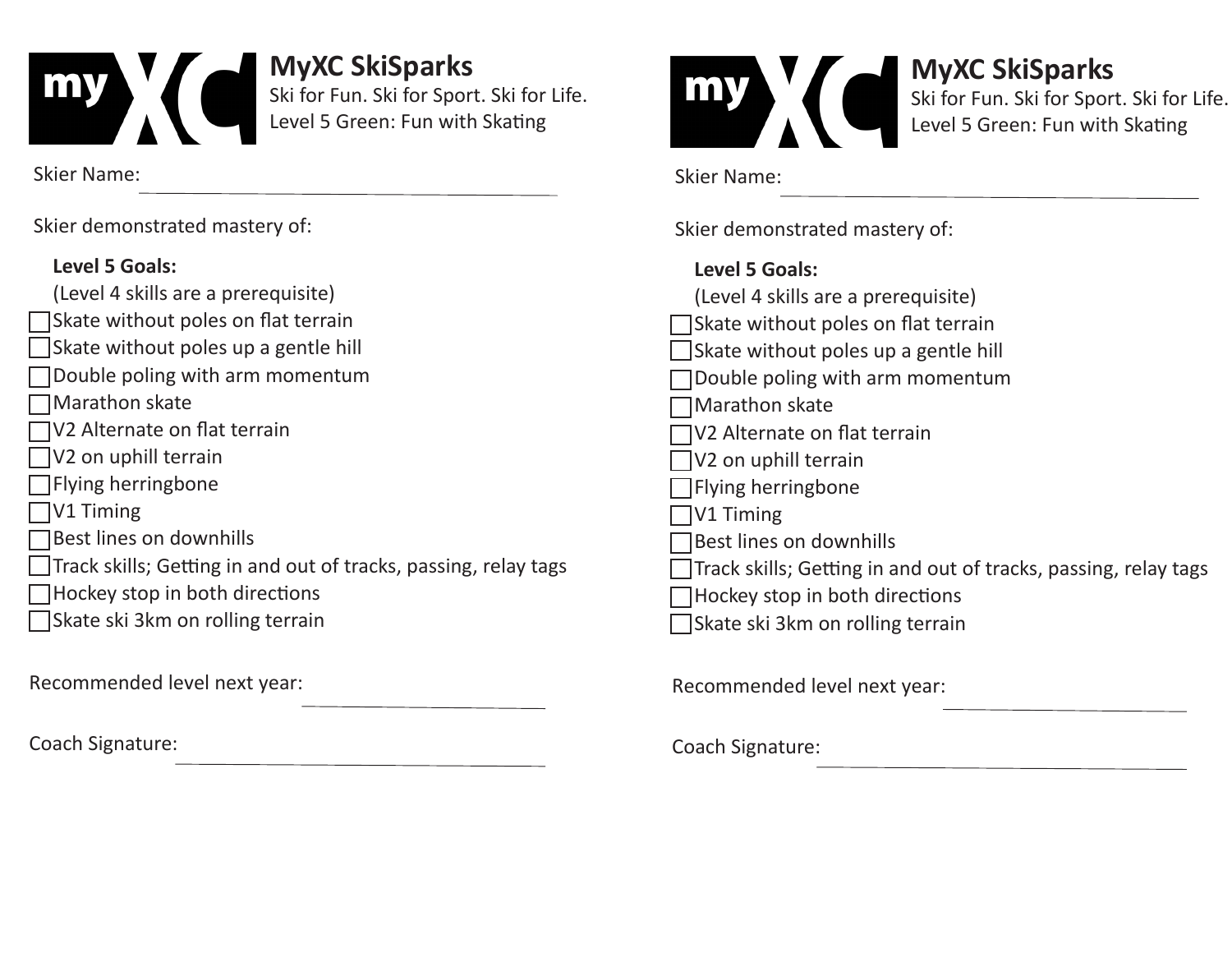## MyXC SkiSparks

Ski for Fun. Ski for Sport. Ski for Life.
Level 5 Green: Fun with Skating

Skier Name: ______________________________

Skier demonstrated mastery of:

**Level 5 Goals:**
(Level 4 skills are a prerequisite)

- [ ] Skate without poles on flat terrain
- [ ] Skate without poles up a gentle hill
- [ ] Double poling with arm momentum
- [ ] Marathon skate
- [ ] V2 Alternate on flat terrain
- [ ] V2 on uphill terrain
- [ ] Flying herringbone
- [ ] V1 Timing
- [ ] Best lines on downhills
- [ ] Track skills; Getting in and out of tracks, passing, relay tags
- [ ] Hockey stop in both directions
- [ ] Skate ski 3km on rolling terrain

Recommended level next year: ______________________________

Coach Signature: ______________________________

## MyXC SkiSparks

Ski for Fun. Ski for Sport. Ski for Life.
Level 5 Green: Fun with Skating

Skier Name: ______________________________

Skier demonstrated mastery of:

**Level 5 Goals:**
(Level 4 skills are a prerequisite)

- [ ] Skate without poles on flat terrain
- [ ] Skate without poles up a gentle hill
- [ ] Double poling with arm momentum
- [ ] Marathon skate
- [ ] V2 Alternate on flat terrain
- [ ] V2 on uphill terrain
- [ ] Flying herringbone
- [ ] V1 Timing
- [ ] Best lines on downhills
- [ ] Track skills; Getting in and out of tracks, passing, relay tags
- [ ] Hockey stop in both directions
- [ ] Skate ski 3km on rolling terrain

Recommended level next year: ______________________________

Coach Signature: ______________________________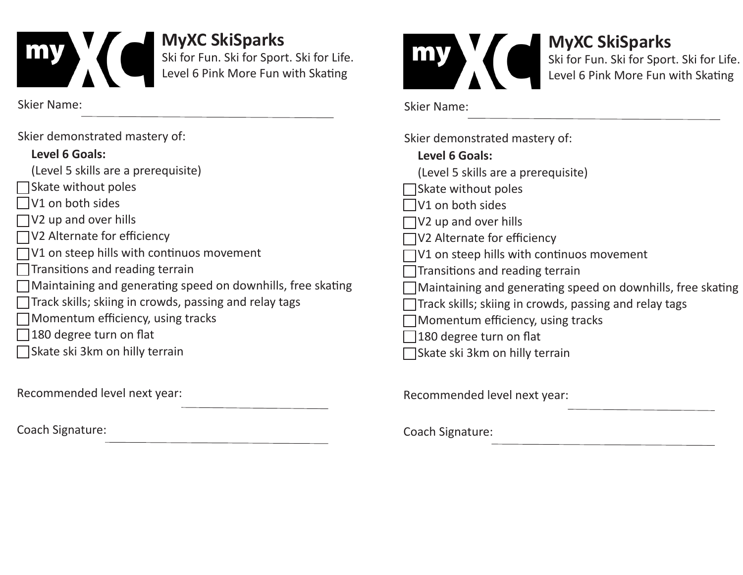**MyXC SkiSparks**
Ski for Fun. Ski for Sport. Ski for Life.
Level 6 Pink More Fun with Skating

Skier Name: \_\_\_\_\_\_\_\_\_\_\_\_\_\_\_\_\_\_\_\_\_\_\_\_\_\_\_\_\_\_

Skier demonstrated mastery of:

**Level 6 Goals:**
(Level 5 skills are a prerequisite)

- [ ] Skate without poles
- [ ] V1 on both sides
- [ ] V2 up and over hills
- [ ] V2 Alternate for efficiency
- [ ] V1 on steep hills with continuos movement
- [ ] Transitions and reading terrain
- [ ] Maintaining and generating speed on downhills, free skating
- [ ] Track skills; skiing in crowds, passing and relay tags
- [ ] Momentum efficiency, using tracks
- [ ] 180 degree turn on flat
- [ ] Skate ski 3km on hilly terrain

Recommended level next year: \_\_\_\_\_\_\_\_\_\_\_\_\_\_\_\_\_\_

Coach Signature: \_\_\_\_\_\_\_\_\_\_\_\_\_\_\_\_\_\_\_\_\_\_\_\_\_\_\_

**MyXC SkiSparks**
Ski for Fun. Ski for Sport. Ski for Life.
Level 6 Pink More Fun with Skating

Skier Name: \_\_\_\_\_\_\_\_\_\_\_\_\_\_\_\_\_\_\_\_\_\_\_\_\_\_\_\_\_\_

Skier demonstrated mastery of:

**Level 6 Goals:**
(Level 5 skills are a prerequisite)

- [ ] Skate without poles
- [ ] V1 on both sides
- [ ] V2 up and over hills
- [ ] V2 Alternate for efficiency
- [ ] V1 on steep hills with continuos movement
- [ ] Transitions and reading terrain
- [ ] Maintaining and generating speed on downhills, free skating
- [ ] Track skills; skiing in crowds, passing and relay tags
- [ ] Momentum efficiency, using tracks
- [ ] 180 degree turn on flat
- [ ] Skate ski 3km on hilly terrain

Recommended level next year: \_\_\_\_\_\_\_\_\_\_\_\_\_\_\_\_\_\_

Coach Signature: \_\_\_\_\_\_\_\_\_\_\_\_\_\_\_\_\_\_\_\_\_\_\_\_\_\_\_